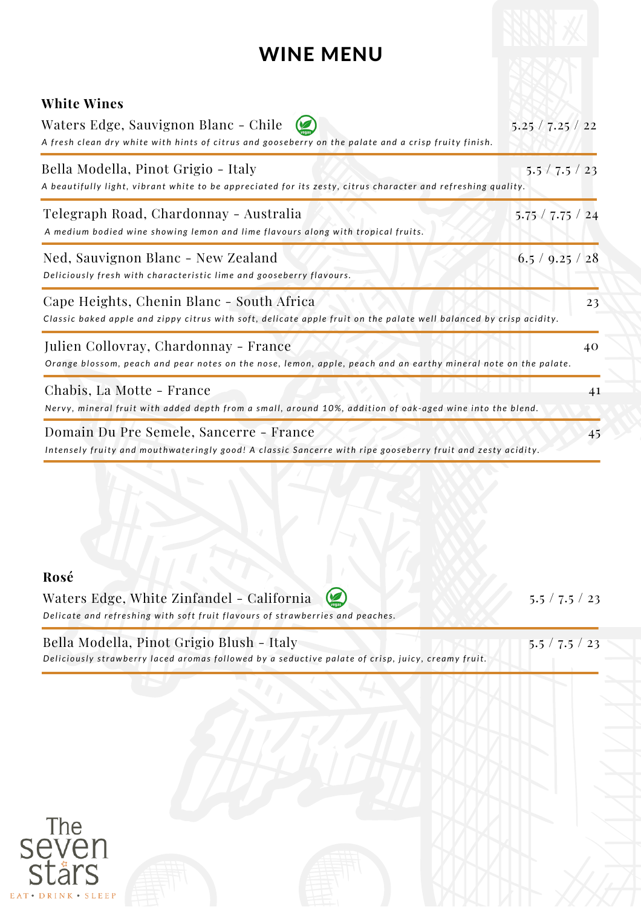# WINE MENU

## White Wines

**Waters Edge, Sauvignon Blanc - Chile** (vegan) — 5.25 / 7.25 / 22
*A fresh clean dry white with hints of citrus and gooseberry on the palate and a crisp fruity finish.*

**Bella Modella, Pinot Grigio - Italy** — 5.5 / 7.5 / 23
*A beautifully light, vibrant white to be appreciated for its zesty, citrus character and refreshing quality.*

**Telegraph Road, Chardonnay - Australia** — 5.75 / 7.75 / 24
*A medium bodied wine showing lemon and lime flavours along with tropical fruits.*

**Ned, Sauvignon Blanc - New Zealand** — 6.5 / 9.25 / 28
*Deliciously fresh with characteristic lime and gooseberry flavours.*

**Cape Heights, Chenin Blanc - South Africa** — 23
*Classic baked apple and zippy citrus with soft, delicate apple fruit on the palate well balanced by crisp acidity.*

**Julien Collovray, Chardonnay - France** — 40
*Orange blossom, peach and pear notes on the nose, lemon, apple, peach and an earthy mineral note on the palate.*

**Chabis, La Motte - France** — 41
*Nervy, mineral fruit with added depth from a small, around 10%, addition of oak-aged wine into the blend.*

**Domain Du Pre Semele, Sancerre - France** — 45
*Intensely fruity and mouthwateringly good! A classic Sancerre with ripe gooseberry fruit and zesty acidity.*

## Rosé

**Waters Edge, White Zinfandel - California** (vegan) — 5.5 / 7.5 / 23
*Delicate and refreshing with soft fruit flavours of strawberries and peaches.*

**Bella Modella, Pinot Grigio Blush - Italy** — 5.5 / 7.5 / 23
*Deliciously strawberry laced aromas followed by a seductive palate of crisp, juicy, creamy fruit.*

The seven stars
EAT • DRINK • SLEEP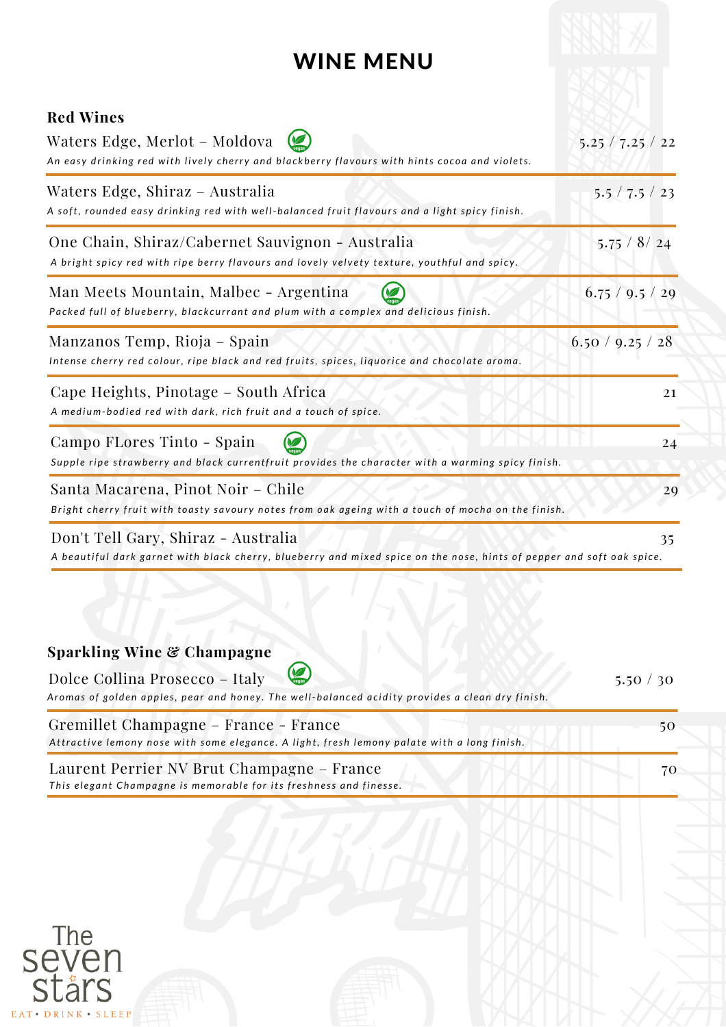# WINE MENU

## Red Wines

| | |
|---|---|
| Waters Edge, Merlot – Moldova (vegan)<br>*An easy drinking red with lively cherry and blackberry flavours with hints cocoa and violets.* | 5.25 / 7.25 / 22 |
| Waters Edge, Shiraz – Australia<br>*A soft, rounded easy drinking red with well-balanced fruit flavours and a light spicy finish.* | 5.5 / 7.5 / 23 |
| One Chain, Shiraz/Cabernet Sauvignon - Australia<br>*A bright spicy red with ripe berry flavours and lovely velvety texture, youthful and spicy.* | 5.75 / 8/ 24 |
| Man Meets Mountain, Malbec - Argentina (vegan)<br>*Packed full of blueberry, blackcurrant and plum with a complex and delicious finish.* | 6.75 / 9.5 / 29 |
| Manzanos Temp, Rioja – Spain<br>*Intense cherry red colour, ripe black and red fruits, spices, liquorice and chocolate aroma.* | 6.50 / 9.25 / 28 |
| Cape Heights, Pinotage – South Africa<br>*A medium-bodied red with dark, rich fruit and a touch of spice.* | 21 |
| Campo FLores Tinto - Spain (vegan)<br>*Supple ripe strawberry and black currentfruit provides the character with a warming spicy finish.* | 24 |
| Santa Macarena, Pinot Noir – Chile<br>*Bright cherry fruit with toasty savoury notes from oak ageing with a touch of mocha on the finish.* | 29 |
| Don't Tell Gary, Shiraz - Australia<br>*A beautiful dark garnet with black cherry, blueberry and mixed spice on the nose, hints of pepper and soft oak spice.* | 35 |

## Sparkling Wine & Champagne

| | |
|---|---|
| Dolce Collina Prosecco – Italy (vegan)<br>*Aromas of golden apples, pear and honey. The well-balanced acidity provides a clean dry finish.* | 5.50 / 30 |
| Gremillet Champagne – France - France<br>*Attractive lemony nose with some elegance. A light, fresh lemony palate with a long finish.* | 50 |
| Laurent Perrier NV Brut Champagne – France<br>*This elegant Champagne is memorable for its freshness and finesse.* | 70 |

The seven stars
EAT • DRINK • SLEEP